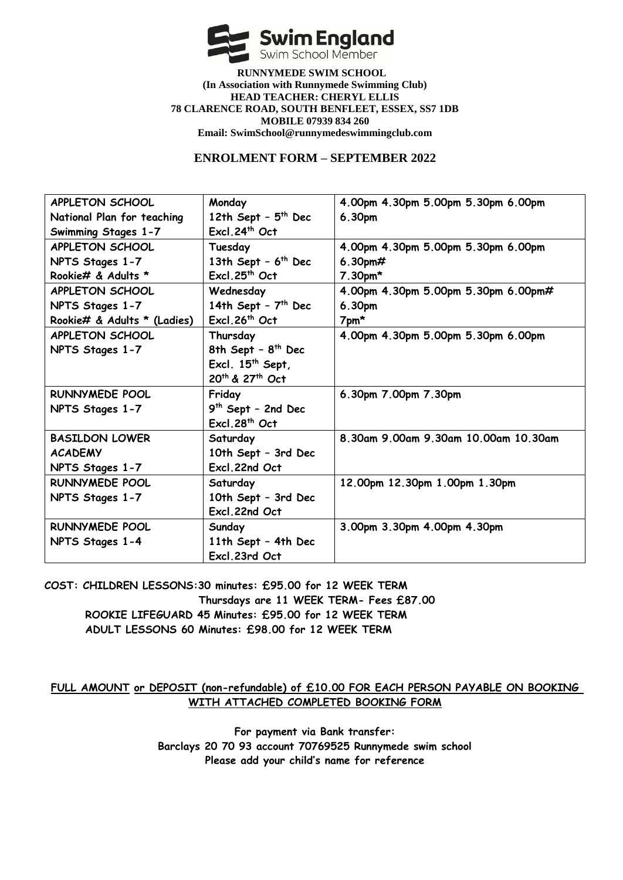Swim England
Swim School Member

**RUNNYMEDE SWIM SCHOOL**
**(In Association with Runnymede Swimming Club)**
**HEAD TEACHER: CHERYL ELLIS**
**78 CLARENCE ROAD, SOUTH BENFLEET, ESSEX, SS7 1DB**
**MOBILE 07939 834 260**
**Email: SwimSchool@runnymedeswimmingclub.com**

## ENROLMENT FORM – SEPTEMBER 2022

| | | |
|---|---|---|
| APPLETON SCHOOL<br>National Plan for teaching Swimming Stages 1-7 | Monday<br>12th Sept – 5th Dec<br>Excl.24th Oct | 4.00pm 4.30pm 5.00pm 5.30pm 6.00pm 6.30pm |
| APPLETON SCHOOL<br>NPTS Stages 1-7<br>Rookie# & Adults * | Tuesday<br>13th Sept – 6th Dec<br>Excl.25th Oct | 4.00pm 4.30pm 5.00pm 5.30pm 6.00pm<br>6.30pm#<br>7.30pm* |
| APPLETON SCHOOL<br>NPTS Stages 1-7<br>Rookie# & Adults * (Ladies) | Wednesday<br>14th Sept – 7th Dec<br>Excl.26th Oct | 4.00pm 4.30pm 5.00pm 5.30pm 6.00pm#<br>6.30pm<br>7pm* |
| APPLETON SCHOOL<br>NPTS Stages 1-7 | Thursday<br>8th Sept – 8th Dec<br>Excl. 15th Sept,<br>20th & 27th Oct | 4.00pm 4.30pm 5.00pm 5.30pm 6.00pm |
| RUNNYMEDE POOL<br>NPTS Stages 1-7 | Friday<br>9th Sept – 2nd Dec<br>Excl.28th Oct | 6.30pm 7.00pm 7.30pm |
| BASILDON LOWER ACADEMY<br>NPTS Stages 1-7 | Saturday<br>10th Sept – 3rd Dec<br>Excl.22nd Oct | 8.30am 9.00am 9.30am 10.00am 10.30am |
| RUNNYMEDE POOL<br>NPTS Stages 1-7 | Saturday<br>10th Sept – 3rd Dec<br>Excl.22nd Oct | 12.00pm 12.30pm 1.00pm 1.30pm |
| RUNNYMEDE POOL<br>NPTS Stages 1-4 | Sunday<br>11th Sept – 4th Dec<br>Excl.23rd Oct | 3.00pm 3.30pm 4.00pm 4.30pm |

**COST: CHILDREN LESSONS:30 minutes: £95.00 for 12 WEEK TERM**
**Thursdays are 11 WEEK TERM- Fees £87.00**
**ROOKIE LIFEGUARD 45 Minutes: £95.00 for 12 WEEK TERM**
**ADULT LESSONS 60 Minutes: £98.00 for 12 WEEK TERM**

**FULL AMOUNT or DEPOSIT (non-refundable) of £10.00 FOR EACH PERSON PAYABLE ON BOOKING WITH ATTACHED COMPLETED BOOKING FORM**

**For payment via Bank transfer:**
**Barclays 20 70 93 account 70769525 Runnymede swim school**
**Please add your child's name for reference**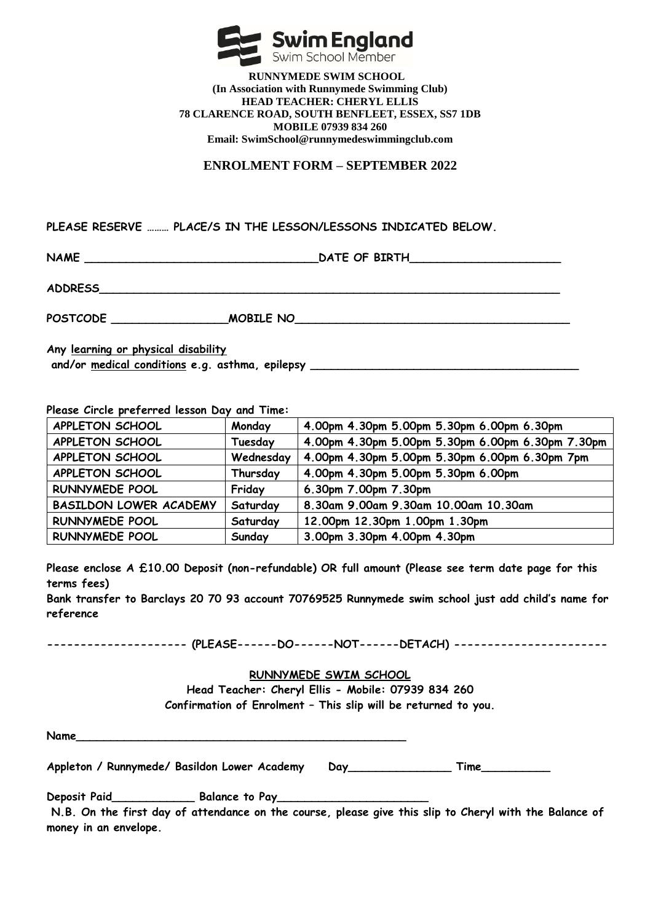**RUNNYMEDE SWIM SCHOOL**
**(In Association with Runnymede Swimming Club)**
**HEAD TEACHER: CHERYL ELLIS**
**78 CLARENCE ROAD, SOUTH BENFLEET, ESSEX, SS7 1DB**
**MOBILE 07939 834 260**
**Email: SwimSchool@runnymedeswimmingclub.com**

## ENROLMENT FORM – SEPTEMBER 2022

**PLEASE RESERVE ……… PLACE/S IN THE LESSON/LESSONS INDICATED BELOW.**

**NAME \_\_\_\_\_\_\_\_\_\_\_\_\_\_\_\_\_\_\_\_\_\_\_\_\_\_\_\_\_\_\_\_DATE OF BIRTH\_\_\_\_\_\_\_\_\_\_\_\_\_\_\_\_\_\_\_\_\_**

**ADDRESS\_\_\_\_\_\_\_\_\_\_\_\_\_\_\_\_\_\_\_\_\_\_\_\_\_\_\_\_\_\_\_\_\_\_\_\_\_\_\_\_\_\_\_\_\_\_\_\_\_\_\_\_\_\_\_\_\_\_\_\_\_**

**POSTCODE \_\_\_\_\_\_\_\_\_\_\_\_\_\_\_\_MOBILE NO\_\_\_\_\_\_\_\_\_\_\_\_\_\_\_\_\_\_\_\_\_\_\_\_\_\_\_\_\_\_\_\_\_\_\_\_\_\_**

**Any learning or physical disability**
**and/or medical conditions e.g. asthma, epilepsy \_\_\_\_\_\_\_\_\_\_\_\_\_\_\_\_\_\_\_\_\_\_\_\_\_\_\_\_\_\_\_\_\_\_\_\_\_\_**

**Please Circle preferred lesson Day and Time:**

| | | |
|---|---|---|
| APPLETON SCHOOL | Monday | 4.00pm 4.30pm 5.00pm 5.30pm 6.00pm 6.30pm |
| APPLETON SCHOOL | Tuesday | 4.00pm 4.30pm 5.00pm 5.30pm 6.00pm 6.30pm 7.30pm |
| APPLETON SCHOOL | Wednesday | 4.00pm 4.30pm 5.00pm 5.30pm 6.00pm 6.30pm 7pm |
| APPLETON SCHOOL | Thursday | 4.00pm 4.30pm 5.00pm 5.30pm 6.00pm |
| RUNNYMEDE POOL | Friday | 6.30pm 7.00pm 7.30pm |
| BASILDON LOWER ACADEMY | Saturday | 8.30am 9.00am 9.30am 10.00am 10.30am |
| RUNNYMEDE POOL | Saturday | 12.00pm 12.30pm 1.00pm 1.30pm |
| RUNNYMEDE POOL | Sunday | 3.00pm 3.30pm 4.00pm 4.30pm |

**Please enclose A £10.00 Deposit (non-refundable) OR full amount (Please see term date page for this terms fees)**
**Bank transfer to Barclays 20 70 93 account 70769525 Runnymede swim school just add child's name for reference**

**--------------------- (PLEASE------DO------NOT------DETACH) -----------------------**

**RUNNYMEDE SWIM SCHOOL**
**Head Teacher: Cheryl Ellis - Mobile: 07939 834 260**
**Confirmation of Enrolment – This slip will be returned to you.**

**Name\_\_\_\_\_\_\_\_\_\_\_\_\_\_\_\_\_\_\_\_\_\_\_\_\_\_\_\_\_\_\_\_\_\_\_\_\_\_\_\_\_\_\_\_\_\_\_\_**

**Appleton / Runnymede/ Basildon Lower Academy Day\_\_\_\_\_\_\_\_\_\_\_\_\_\_\_ Time\_\_\_\_\_\_\_\_\_\_**

**Deposit Paid\_\_\_\_\_\_\_\_\_\_\_\_ Balance to Pay\_\_\_\_\_\_\_\_\_\_\_\_\_\_\_\_\_\_\_\_\_\_**

**N.B. On the first day of attendance on the course, please give this slip to Cheryl with the Balance of money in an envelope.**